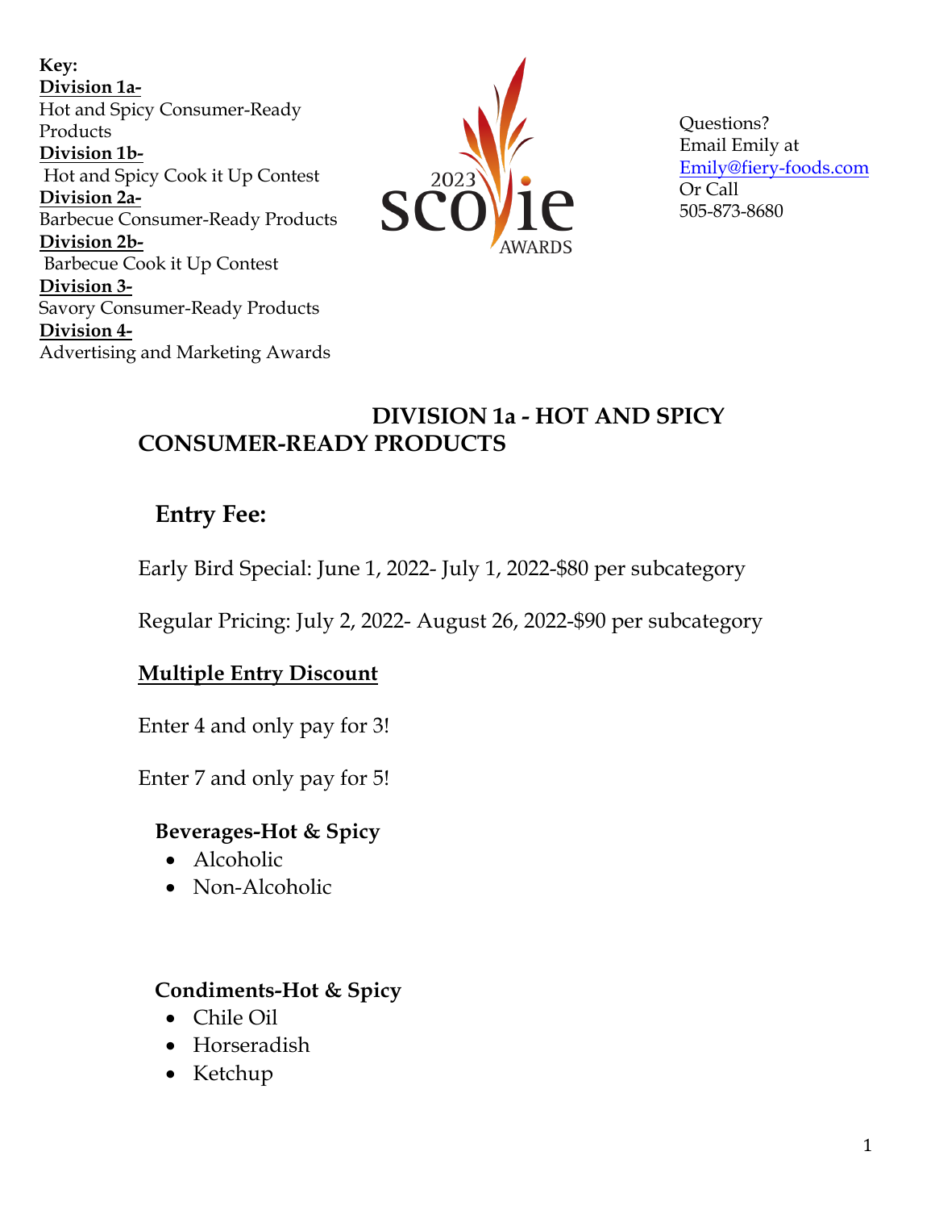**Key:**

**Division 1a-**
Hot and Spicy Consumer-Ready Products

**Division 1b-**
Hot and Spicy Cook it Up Contest

**Division 2a-**
Barbecue Consumer-Ready Products

**Division 2b-**
Barbecue Cook it Up Contest

**Division 3-**
Savory Consumer-Ready Products

**Division 4-**
Advertising and Marketing Awards

2023 scovie AWARDS

Questions?
Email Emily at
Emily@fiery-foods.com
Or Call
505-873-8680

# DIVISION 1a - HOT AND SPICY CONSUMER-READY PRODUCTS

## Entry Fee:

Early Bird Special: June 1, 2022- July 1, 2022-$80 per subcategory

Regular Pricing: July 2, 2022- August 26, 2022-$90 per subcategory

**Multiple Entry Discount**

Enter 4 and only pay for 3!

Enter 7 and only pay for 5!

### Beverages-Hot & Spicy

- Alcoholic
- Non-Alcoholic

### Condiments-Hot & Spicy

- Chile Oil
- Horseradish
- Ketchup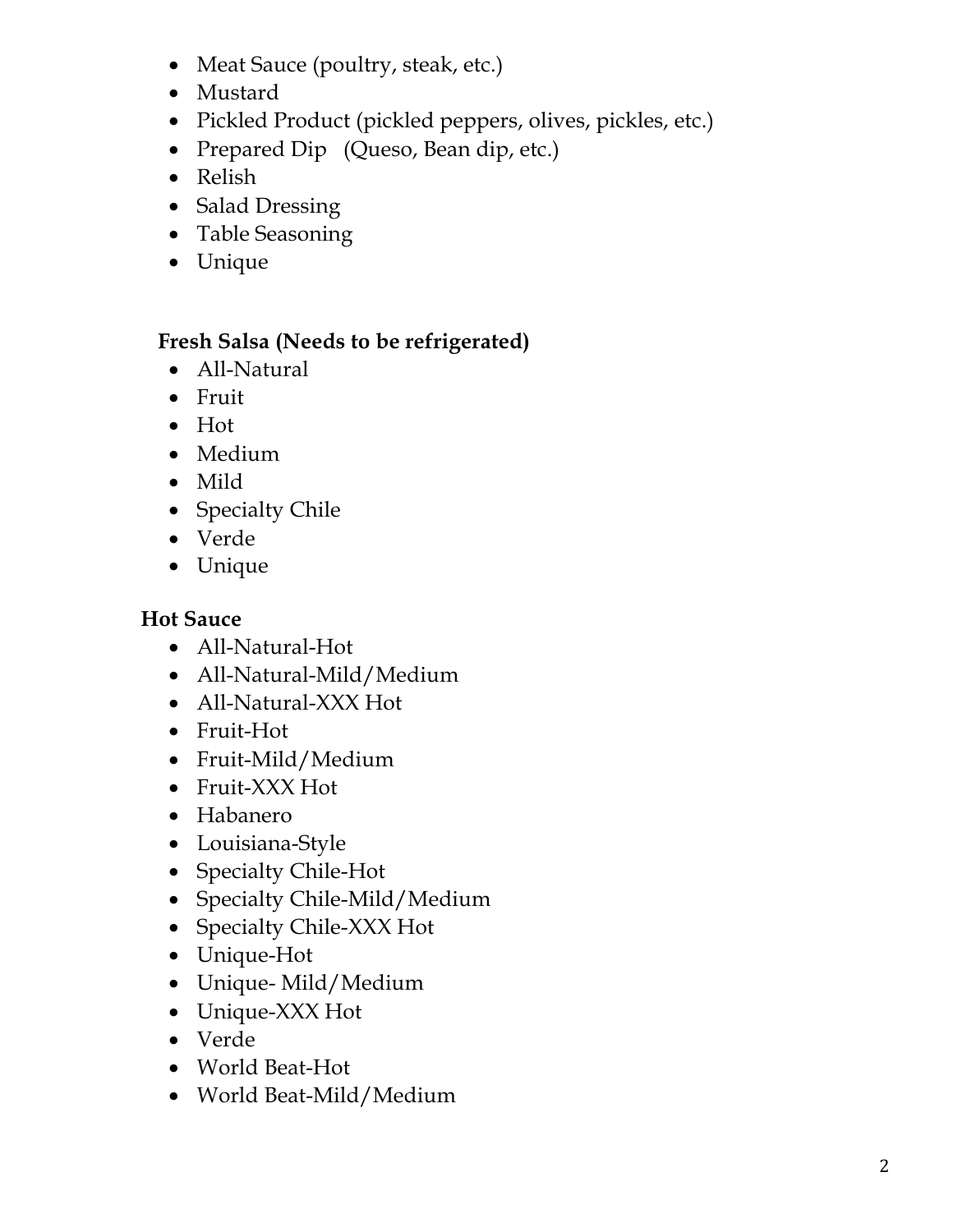- Meat Sauce (poultry, steak, etc.)
- Mustard
- Pickled Product (pickled peppers, olives, pickles, etc.)
- Prepared Dip (Queso, Bean dip, etc.)
- Relish
- Salad Dressing
- Table Seasoning
- Unique

**Fresh Salsa (Needs to be refrigerated)**

- All-Natural
- Fruit
- Hot
- Medium
- Mild
- Specialty Chile
- Verde
- Unique

**Hot Sauce**

- All-Natural-Hot
- All-Natural-Mild/Medium
- All-Natural-XXX Hot
- Fruit-Hot
- Fruit-Mild/Medium
- Fruit-XXX Hot
- Habanero
- Louisiana-Style
- Specialty Chile-Hot
- Specialty Chile-Mild/Medium
- Specialty Chile-XXX Hot
- Unique-Hot
- Unique- Mild/Medium
- Unique-XXX Hot
- Verde
- World Beat-Hot
- World Beat-Mild/Medium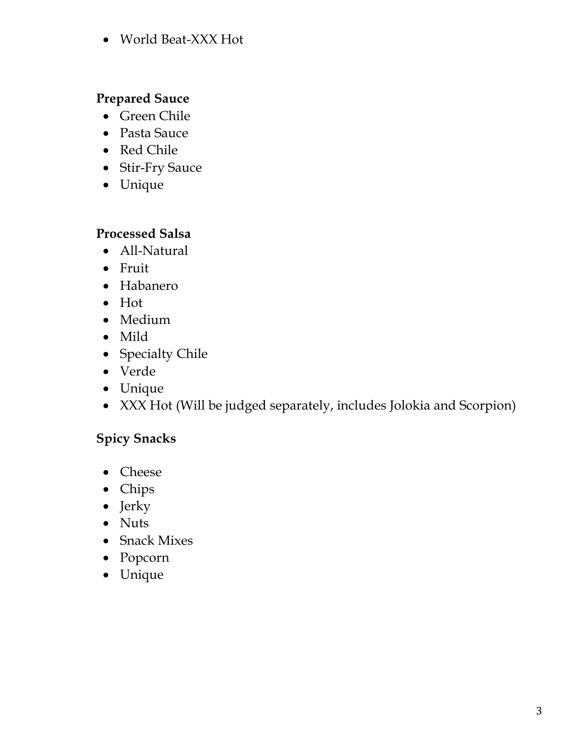- World Beat-XXX Hot

**Prepared Sauce**

- Green Chile
- Pasta Sauce
- Red Chile
- Stir-Fry Sauce
- Unique

**Processed Salsa**

- All-Natural
- Fruit
- Habanero
- Hot
- Medium
- Mild
- Specialty Chile
- Verde
- Unique
- XXX Hot (Will be judged separately, includes Jolokia and Scorpion)

**Spicy Snacks**

- Cheese
- Chips
- Jerky
- Nuts
- Snack Mixes
- Popcorn
- Unique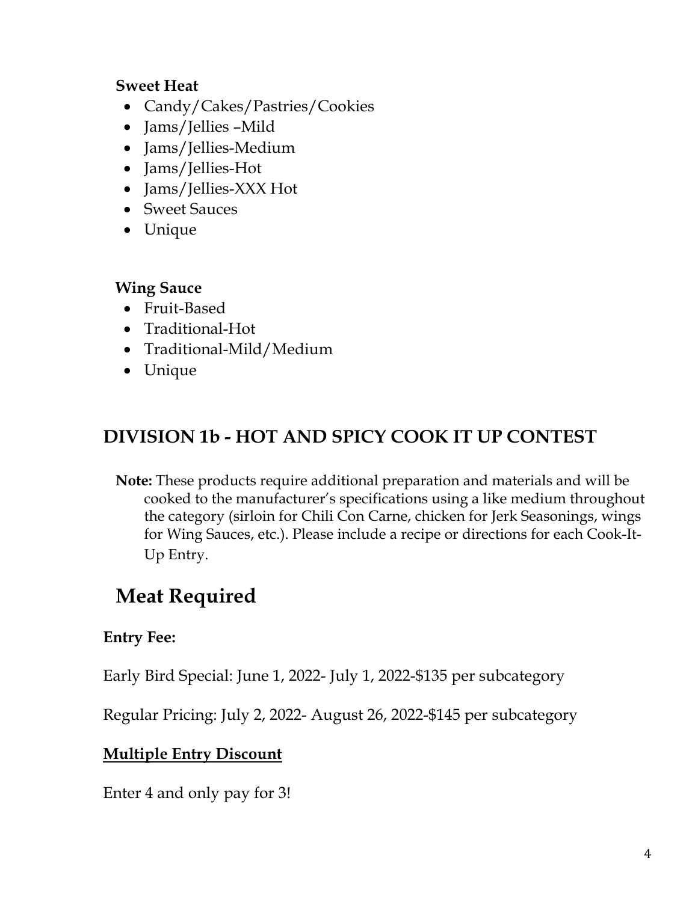**Sweet Heat**

- Candy/Cakes/Pastries/Cookies
- Jams/Jellies –Mild
- Jams/Jellies-Medium
- Jams/Jellies-Hot
- Jams/Jellies-XXX Hot
- Sweet Sauces
- Unique

**Wing Sauce**

- Fruit-Based
- Traditional-Hot
- Traditional-Mild/Medium
- Unique

## DIVISION 1b - HOT AND SPICY COOK IT UP CONTEST

**Note:** These products require additional preparation and materials and will be cooked to the manufacturer's specifications using a like medium throughout the category (sirloin for Chili Con Carne, chicken for Jerk Seasonings, wings for Wing Sauces, etc.). Please include a recipe or directions for each Cook-It-Up Entry.

## Meat Required

**Entry Fee:**

Early Bird Special: June 1, 2022- July 1, 2022-$135 per subcategory

Regular Pricing: July 2, 2022- August 26, 2022-$145 per subcategory

**Multiple Entry Discount**

Enter 4 and only pay for 3!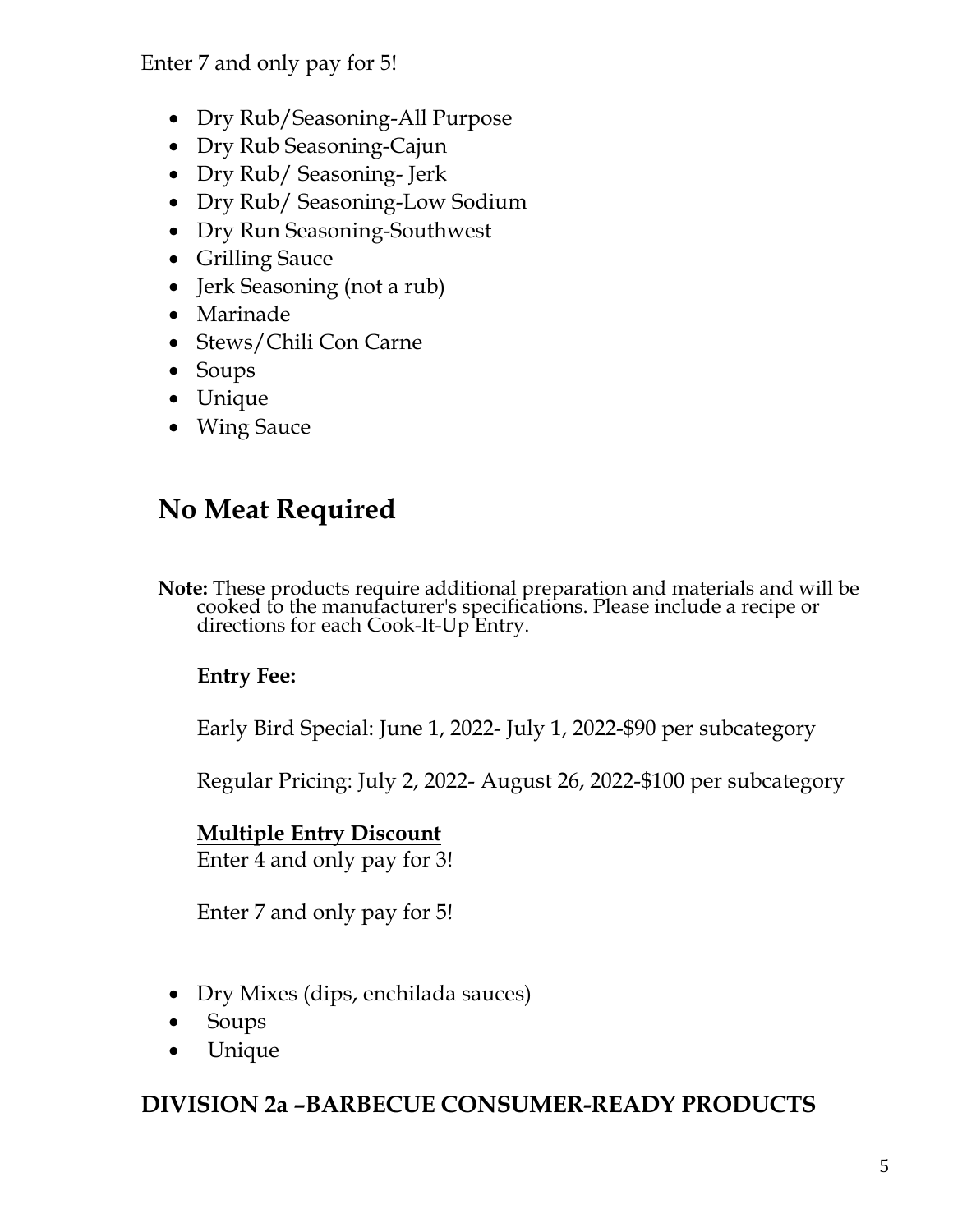Enter 7 and only pay for 5!

- Dry Rub/Seasoning-All Purpose
- Dry Rub Seasoning-Cajun
- Dry Rub/ Seasoning- Jerk
- Dry Rub/ Seasoning-Low Sodium
- Dry Run Seasoning-Southwest
- Grilling Sauce
- Jerk Seasoning (not a rub)
- Marinade
- Stews/Chili Con Carne
- Soups
- Unique
- Wing Sauce

## No Meat Required

**Note:** These products require additional preparation and materials and will be cooked to the manufacturer's specifications. Please include a recipe or directions for each Cook-It-Up Entry.

**Entry Fee:**

Early Bird Special: June 1, 2022- July 1, 2022-$90 per subcategory

Regular Pricing: July 2, 2022- August 26, 2022-$100 per subcategory

**Multiple Entry Discount**
Enter 4 and only pay for 3!

Enter 7 and only pay for 5!

- Dry Mixes (dips, enchilada sauces)
- Soups
- Unique

### DIVISION 2a –BARBECUE CONSUMER-READY PRODUCTS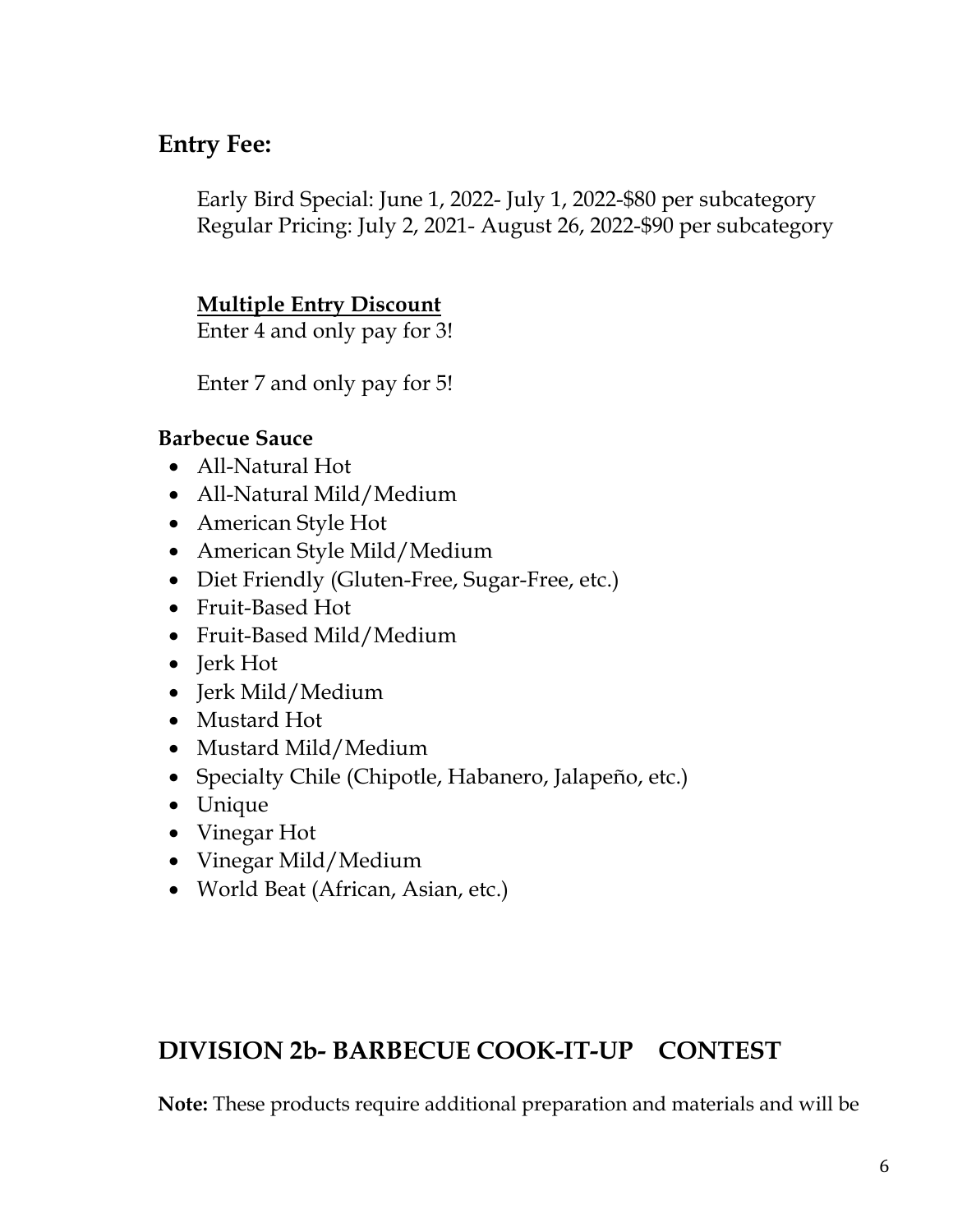## Entry Fee:

Early Bird Special: June 1, 2022- July 1, 2022-$80 per subcategory
Regular Pricing: July 2, 2021- August 26, 2022-$90 per subcategory

**Multiple Entry Discount**
Enter 4 and only pay for 3!

Enter 7 and only pay for 5!

**Barbecue Sauce**

- All-Natural Hot
- All-Natural Mild/Medium
- American Style Hot
- American Style Mild/Medium
- Diet Friendly (Gluten-Free, Sugar-Free, etc.)
- Fruit-Based Hot
- Fruit-Based Mild/Medium
- Jerk Hot
- Jerk Mild/Medium
- Mustard Hot
- Mustard Mild/Medium
- Specialty Chile (Chipotle, Habanero, Jalapeño, etc.)
- Unique
- Vinegar Hot
- Vinegar Mild/Medium
- World Beat (African, Asian, etc.)

## DIVISION 2b- BARBECUE COOK-IT-UP CONTEST

**Note:** These products require additional preparation and materials and will be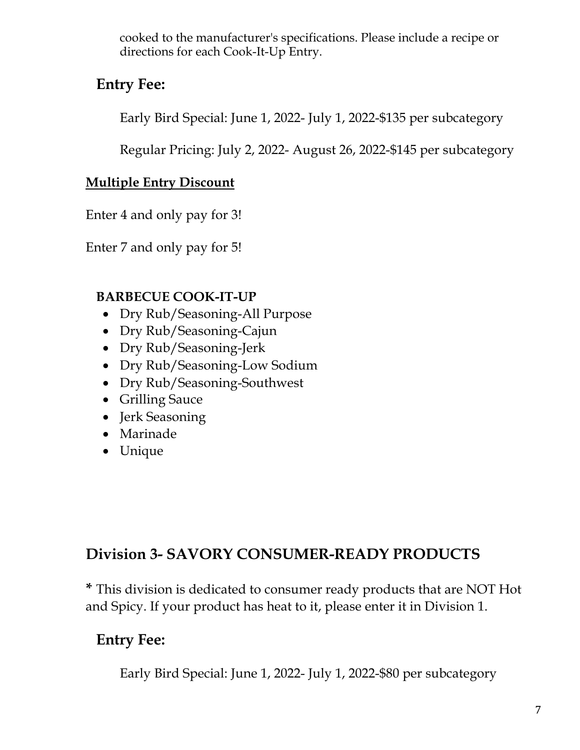cooked to the manufacturer's specifications. Please include a recipe or directions for each Cook-It-Up Entry.

## Entry Fee:

Early Bird Special: June 1, 2022- July 1, 2022-$135 per subcategory

Regular Pricing: July 2, 2022- August 26, 2022-$145 per subcategory

**Multiple Entry Discount**

Enter 4 and only pay for 3!

Enter 7 and only pay for 5!

**BARBECUE COOK-IT-UP**

- Dry Rub/Seasoning-All Purpose
- Dry Rub/Seasoning-Cajun
- Dry Rub/Seasoning-Jerk
- Dry Rub/Seasoning-Low Sodium
- Dry Rub/Seasoning-Southwest
- Grilling Sauce
- Jerk Seasoning
- Marinade
- Unique

# Division 3- SAVORY CONSUMER-READY PRODUCTS

**\*** This division is dedicated to consumer ready products that are NOT Hot and Spicy. If your product has heat to it, please enter it in Division 1.

## Entry Fee:

Early Bird Special: June 1, 2022- July 1, 2022-$80 per subcategory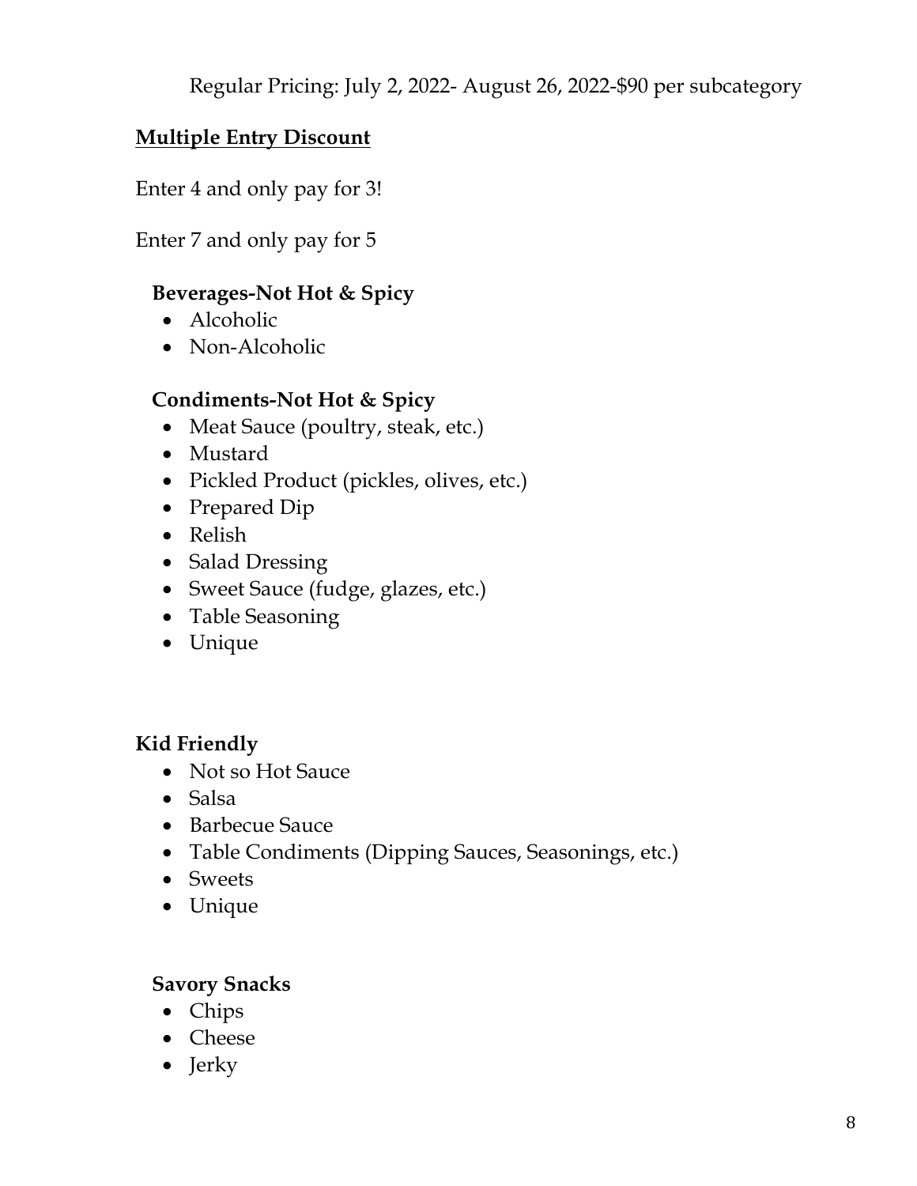Regular Pricing: July 2, 2022- August 26, 2022-$90 per subcategory

## Multiple Entry Discount

Enter 4 and only pay for 3!

Enter 7 and only pay for 5

### Beverages-Not Hot & Spicy

- Alcoholic
- Non-Alcoholic

### Condiments-Not Hot & Spicy

- Meat Sauce (poultry, steak, etc.)
- Mustard
- Pickled Product (pickles, olives, etc.)
- Prepared Dip
- Relish
- Salad Dressing
- Sweet Sauce (fudge, glazes, etc.)
- Table Seasoning
- Unique

### Kid Friendly

- Not so Hot Sauce
- Salsa
- Barbecue Sauce
- Table Condiments (Dipping Sauces, Seasonings, etc.)
- Sweets
- Unique

### Savory Snacks

- Chips
- Cheese
- Jerky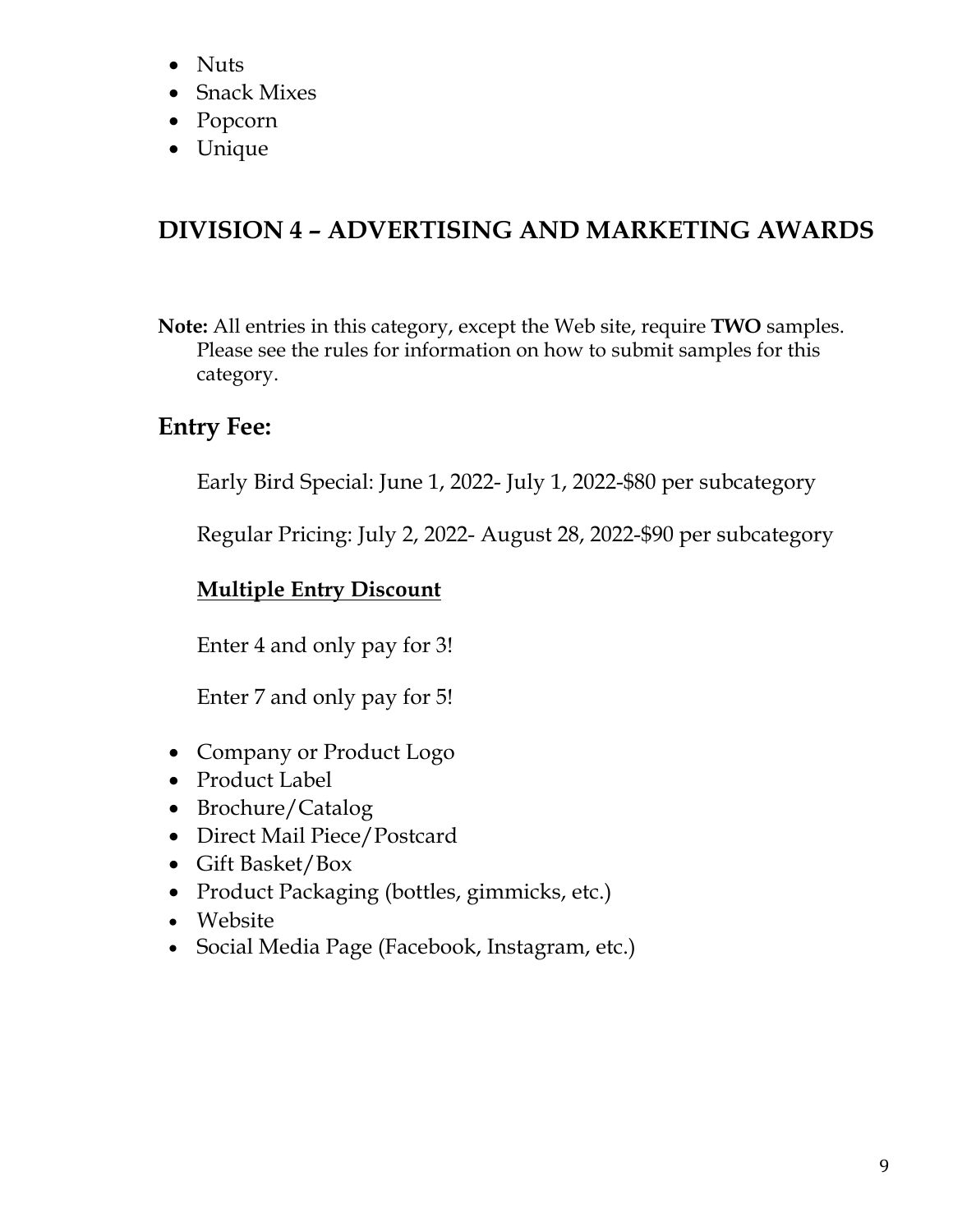- Nuts
- Snack Mixes
- Popcorn
- Unique

## DIVISION 4 – ADVERTISING AND MARKETING AWARDS

**Note:** All entries in this category, except the Web site, require **TWO** samples. Please see the rules for information on how to submit samples for this category.

### Entry Fee:

Early Bird Special: June 1, 2022- July 1, 2022-$80 per subcategory

Regular Pricing: July 2, 2022- August 28, 2022-$90 per subcategory

**Multiple Entry Discount**

Enter 4 and only pay for 3!

Enter 7 and only pay for 5!

- Company or Product Logo
- Product Label
- Brochure/Catalog
- Direct Mail Piece/Postcard
- Gift Basket/Box
- Product Packaging (bottles, gimmicks, etc.)
- Website
- Social Media Page (Facebook, Instagram, etc.)